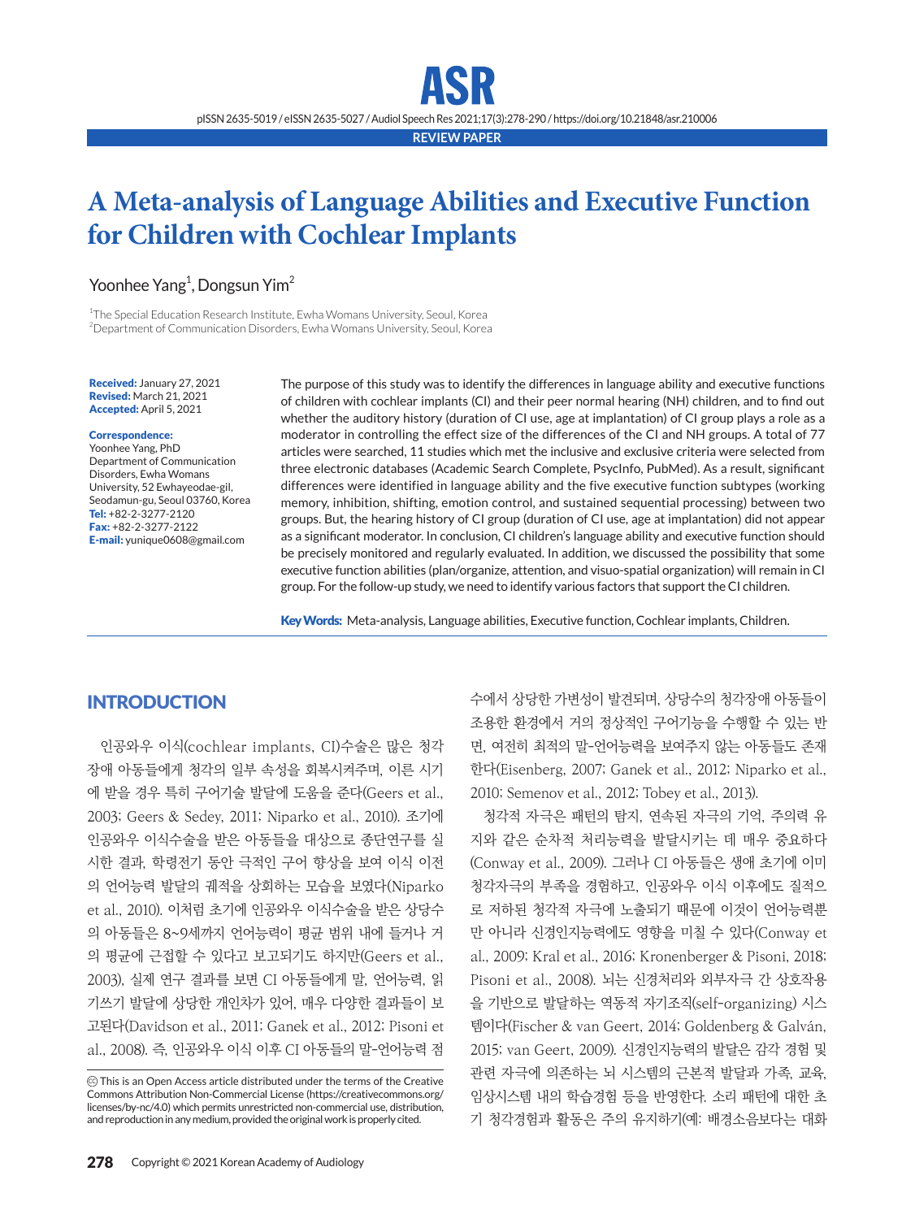REVIEW PAPER

# A Meta-analysis of Language Abilities and Executive Function for Children with Cochlear Implants

Yoonhee Yang[1], Dongsun Yim[2]

[1]The Special Education Research Institute, Ewha Womans University, Seoul, Korea
[2]Department of Communication Disorders, Ewha Womans University, Seoul, Korea

**Received:** January 27, 2021
**Revised:** March 21, 2021
**Accepted:** April 5, 2021

**Correspondence:**
Yoonhee Yang, PhD
Department of Communication Disorders, Ewha Womans University, 52 Ewhayeodae-gil, Seodamun-gu, Seoul 03760, Korea
**Tel:** +82-2-3277-2120
**Fax:** +82-2-3277-2122
**E-mail:** yunique0608@gmail.com

The purpose of this study was to identify the differences in language ability and executive functions of children with cochlear implants (CI) and their peer normal hearing (NH) children, and to find out whether the auditory history (duration of CI use, age at implantation) of CI group plays a role as a moderator in controlling the effect size of the differences of the CI and NH groups. A total of 77 articles were searched, 11 studies which met the inclusive and exclusive criteria were selected from three electronic databases (Academic Search Complete, PsycInfo, PubMed). As a result, significant differences were identified in language ability and the five executive function subtypes (working memory, inhibition, shifting, emotion control, and sustained sequential processing) between two groups. But, the hearing history of CI group (duration of CI use, age at implantation) did not appear as a significant moderator. In conclusion, CI children's language ability and executive function should be precisely monitored and regularly evaluated. In addition, we discussed the possibility that some executive function abilities (plan/organize, attention, and visuo-spatial organization) will remain in CI group. For the follow-up study, we need to identify various factors that support the CI children.

**Key Words:** Meta-analysis, Language abilities, Executive function, Cochlear implants, Children.

## INTRODUCTION

인공와우 이식(cochlear implants, CI)수술은 많은 청각장애 아동들에게 청각의 일부 속성을 회복시켜주며, 이른 시기에 받을 경우 특히 구어기술 발달에 도움을 준다(Geers et al., 2003; Geers & Sedey, 2011; Niparko et al., 2010). 조기에 인공와우 이식수술을 받은 아동들을 대상으로 종단연구를 실시한 결과, 학령전기 동안 극적인 구어 향상을 보여 이식 이전의 언어능력 발달의 궤적을 상회하는 모습을 보였다(Niparko et al., 2010). 이처럼 초기에 인공와우 이식수술을 받은 상당수의 아동들은 8~9세까지 언어능력이 평균 범위 내에 들거나 거의 평균에 근접할 수 있다고 보고되기도 하지만(Geers et al., 2003), 실제 연구 결과를 보면 CI 아동들에게 말, 언어능력, 읽기쓰기 발달에 상당한 개인차가 있어, 매우 다양한 결과들이 보고된다(Davidson et al., 2011; Ganek et al., 2012; Pisoni et al., 2008). 즉, 인공와우 이식 이후 CI 아동들의 말-언어능력 점수에서 상당한 가변성이 발견되며, 상당수의 청각장애 아동들이 조용한 환경에서 거의 정상적인 구어기능을 수행할 수 있는 반면, 여전히 최적의 말-언어능력을 보여주지 않는 아동들도 존재한다(Eisenberg, 2007; Ganek et al., 2012; Niparko et al., 2010; Semenov et al., 2012; Tobey et al., 2013).

청각적 자극은 패턴의 탐지, 연속된 자극의 기억, 주의력 유지와 같은 순차적 처리능력을 발달시키는 데 매우 중요하다(Conway et al., 2009). 그러나 CI 아동들은 생애 초기에 이미 청각자극의 부족을 경험하고, 인공와우 이식 이후에도 질적으로 저하된 청각적 자극에 노출되기 때문에 이것이 언어능력뿐만 아니라 신경인지능력에도 영향을 미칠 수 있다(Conway et al., 2009; Kral et al., 2016; Kronenberger & Pisoni, 2018; Pisoni et al., 2008). 뇌는 신경처리와 외부자극 간 상호작용을 기반으로 발달하는 역동적 자기조직(self-organizing) 시스템이다(Fischer & van Geert, 2014; Goldenberg & Galván, 2015; van Geert, 2009). 신경인지능력의 발달은 감각 경험 및 관련 자극에 의존하는 뇌 시스템의 근본적 발달과 가족, 교육, 임상시스템 내의 학습경험 등을 반영한다. 소리 패턴에 대한 초기 청각경험과 활동은 주의 유지하기(예: 배경소음보다는 대화

This is an Open Access article distributed under the terms of the Creative Commons Attribution Non-Commercial License (https://creativecommons.org/licenses/by-nc/4.0) which permits unrestricted non-commercial use, distribution, and reproduction in any medium, provided the original work is properly cited.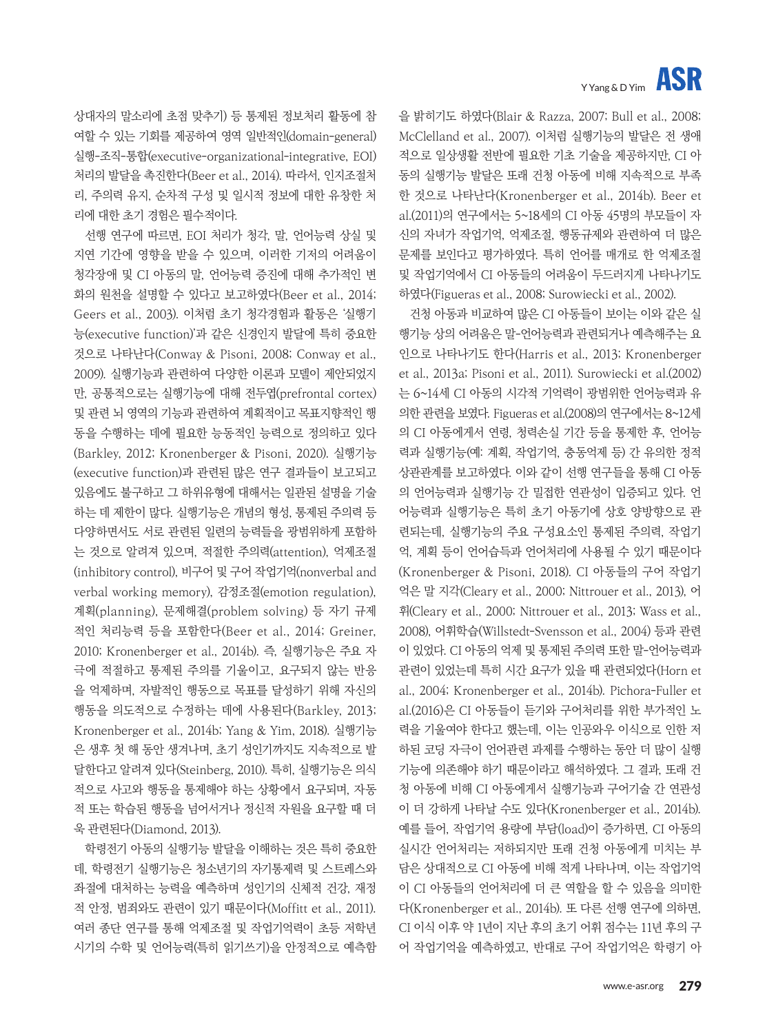상대자의 말소리에 초점 맞추기) 등 통제된 정보처리 활동에 참여할 수 있는 기회를 제공하여 영역 일반적인(domain-general) 실행-조직-통합(executive-organizational-integrative, EOI) 처리의 발달을 촉진한다(Beer et al., 2014). 따라서, 인지조절처리, 주의력 유지, 순차적 구성 및 일시적 정보에 대한 유창한 처리에 대한 초기 경험은 필수적이다.

선행 연구에 따르면, EOI 처리가 청각, 말, 언어능력 상실 및 지연 기간에 영향을 받을 수 있으며, 이러한 기저의 어려움이 청각장애 및 CI 아동의 말, 언어능력 증진에 대해 추가적인 변화의 원천을 설명할 수 있다고 보고하였다(Beer et al., 2014; Geers et al., 2003). 이처럼 초기 청각경험과 활동은 '실행기능(executive function)'과 같은 신경인지 발달에 특히 중요한 것으로 나타난다(Conway & Pisoni, 2008; Conway et al., 2009). 실행기능과 관련하여 다양한 이론과 모델이 제안되었지만, 공통적으로는 실행기능에 대해 전두엽(prefrontal cortex) 및 관련 뇌 영역의 기능과 관련하여 계획적이고 목표지향적인 행동을 수행하는 데에 필요한 능동적인 능력으로 정의하고 있다(Barkley, 2012; Kronenberger & Pisoni, 2020). 실행기능(executive function)과 관련된 많은 연구 결과들이 보고되고 있음에도 불구하고 그 하위유형에 대해서는 일관된 설명을 기술하는 데 제한이 많다. 실행기능은 개념의 형성, 통제된 주의력 등 다양하면서도 서로 관련된 일련의 능력들을 광범위하게 포함하는 것으로 알려져 있으며, 적절한 주의력(attention), 억제조절(inhibitory control), 비구어 및 구어 작업기억(nonverbal and verbal working memory), 감정조절(emotion regulation), 계획(planning), 문제해결(problem solving) 등 자기 규제적인 처리능력 등을 포함한다(Beer et al., 2014; Greiner, 2010; Kronenberger et al., 2014b). 즉, 실행기능은 주요 자극에 적절하고 통제된 주의를 기울이고, 요구되지 않는 반응을 억제하며, 자발적인 행동으로 목표를 달성하기 위해 자신의 행동을 의도적으로 수정하는 데에 사용된다(Barkley, 2013; Kronenberger et al., 2014b; Yang & Yim, 2018). 실행기능은 생후 첫 해 동안 생겨나며, 초기 성인기까지도 지속적으로 발달한다고 알려져 있다(Steinberg, 2010). 특히, 실행기능은 의식적으로 사고와 행동을 통제해야 하는 상황에서 요구되며, 자동적 또는 학습된 행동을 넘어서거나 정신적 자원을 요구할 때 더욱 관련된다(Diamond, 2013).

학령전기 아동의 실행기능 발달을 이해하는 것은 특히 중요한데, 학령전기 실행기능은 청소년기의 자기통제력 및 스트레스와 좌절에 대처하는 능력을 예측하며 성인기의 신체적 건강, 재정적 안정, 범죄와도 관련이 있기 때문이다(Moffitt et al., 2011). 여러 종단 연구를 통해 억제조절 및 작업기억력이 초등 저학년 시기의 수학 및 언어능력(특히 읽기쓰기)을 안정적으로 예측함을 밝히기도 하였다(Blair & Razza, 2007; Bull et al., 2008; McClelland et al., 2007). 이처럼 실행기능의 발달은 전 생애적으로 일상생활 전반에 필요한 기초 기술을 제공하지만, CI 아동의 실행기능 발달은 또래 건청 아동에 비해 지속적으로 부족한 것으로 나타난다(Kronenberger et al., 2014b). Beer et al.(2011)의 연구에서는 5~18세의 CI 아동 45명의 부모들이 자신의 자녀가 작업기억, 억제조절, 행동규제와 관련하여 더 많은 문제를 보인다고 평가하였다. 특히 언어를 매개로 한 억제조절 및 작업기억에서 CI 아동들의 어려움이 두드러지게 나타나기도 하였다(Figueras et al., 2008; Surowiecki et al., 2002).

건청 아동과 비교하여 많은 CI 아동들이 보이는 이와 같은 실행기능 상의 어려움은 말-언어능력과 관련되거나 예측해주는 요인으로 나타나기도 한다(Harris et al., 2013; Kronenberger et al., 2013a; Pisoni et al., 2011). Surowiecki et al.(2002)는 6~14세 CI 아동의 시각적 기억력이 광범위한 언어능력과 유의한 관련을 보였다. Figueras et al.(2008)의 연구에서는 8~12세의 CI 아동에게서 연령, 청력손실 기간 등을 통제한 후, 언어능력과 실행기능(예: 계획, 작업기억, 충동억제 등) 간 유의한 정적 상관관계를 보고하였다. 이와 같이 선행 연구들을 통해 CI 아동의 언어능력과 실행기능 간 밀접한 연관성이 입증되고 있다. 언어능력과 실행기능은 특히 초기 아동기에 상호 양방향으로 관련되는데, 실행기능의 주요 구성요소인 통제된 주의력, 작업기억, 계획 등이 언어습득과 언어처리에 사용될 수 있기 때문이다(Kronenberger & Pisoni, 2018). CI 아동들의 구어 작업기억은 말 지각(Cleary et al., 2000; Nittrouer et al., 2013), 어휘(Cleary et al., 2000; Nittrouer et al., 2013; Wass et al., 2008), 어휘학습(Willstedt-Svensson et al., 2004) 등과 관련이 있었다. CI 아동의 억제 및 통제된 주의력 또한 말-언어능력과 관련이 있었는데 특히 시간 요구가 있을 때 관련되었다(Horn et al., 2004; Kronenberger et al., 2014b). Pichora-Fuller et al.(2016)은 CI 아동들이 듣기와 구어처리를 위한 부가적인 노력을 기울여야 한다고 했는데, 이는 인공와우 이식으로 인한 저하된 코딩 자극이 언어관련 과제를 수행하는 동안 더 많이 실행기능에 의존해야 하기 때문이라고 해석하였다. 그 결과, 또래 건청 아동에 비해 CI 아동에게서 실행기능과 구어기술 간 연관성이 더 강하게 나타날 수도 있다(Kronenberger et al., 2014b). 예를 들어, 작업기억 용량에 부담(load)이 증가하면, CI 아동의 실시간 언어처리는 저하되지만 또래 건청 아동에게 미치는 부담은 상대적으로 CI 아동에 비해 적게 나타나며, 이는 작업기억이 CI 아동들의 언어처리에 더 큰 역할을 할 수 있음을 의미한다(Kronenberger et al., 2014b). 또 다른 선행 연구에 의하면, CI 이식 이후 약 1년이 지난 후의 초기 어휘 점수는 11년 후의 구어 작업기억을 예측하였고, 반대로 구어 작업기억은 학령기 아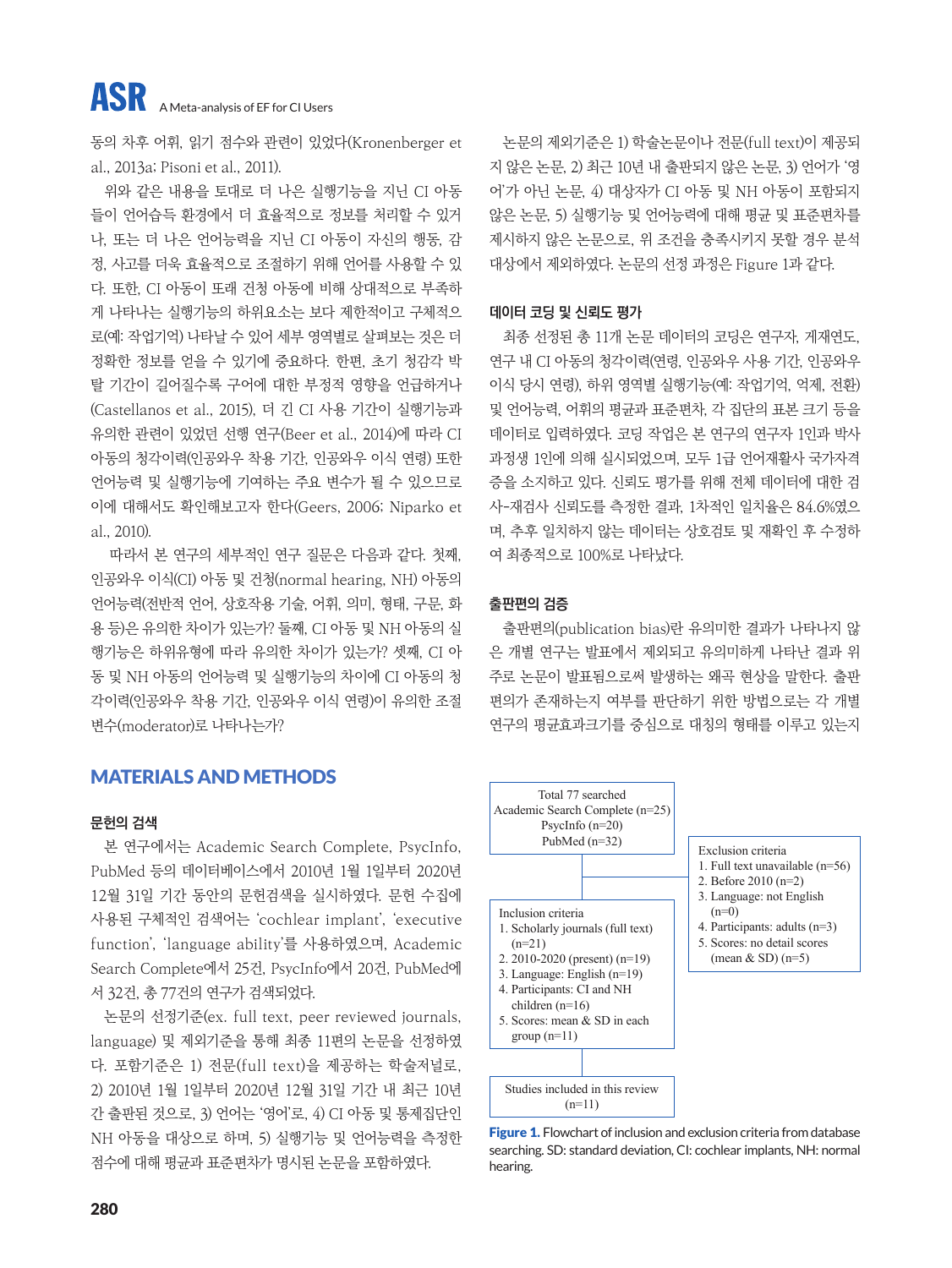동의 차후 어휘, 읽기 점수와 관련이 있었다(Kronenberger et al., 2013a; Pisoni et al., 2011).

위와 같은 내용을 토대로 더 나은 실행기능을 지닌 CI 아동들이 언어습득 환경에서 더 효율적으로 정보를 처리할 수 있거나, 또는 더 나은 언어능력을 지닌 CI 아동이 자신의 행동, 감정, 사고를 더욱 효율적으로 조절하기 위해 언어를 사용할 수 있다. 또한, CI 아동이 또래 건청 아동에 비해 상대적으로 부족하게 나타나는 실행기능의 하위요소는 보다 제한적이고 구체적으로(예: 작업기억) 나타날 수 있어 세부 영역별로 살펴보는 것은 더 정확한 정보를 얻을 수 있기에 중요하다. 한편, 초기 청감각 박탈 기간이 길어질수록 구어에 대한 부정적 영향을 언급하거나(Castellanos et al., 2015), 더 긴 CI 사용 기간이 실행기능과 유의한 관련이 있었던 선행 연구(Beer et al., 2014)에 따라 CI 아동의 청각이력(인공와우 착용 기간, 인공와우 이식 연령) 또한 언어능력 및 실행기능에 기여하는 주요 변수가 될 수 있으므로 이에 대해서도 확인해보고자 한다(Geers, 2006; Niparko et al., 2010).

따라서 본 연구의 세부적인 연구 질문은 다음과 같다. 첫째, 인공와우 이식(CI) 아동 및 건청(normal hearing, NH) 아동의 언어능력(전반적 언어, 상호작용 기술, 어휘, 의미, 형태, 구문, 화용 등)은 유의한 차이가 있는가? 둘째, CI 아동 및 NH 아동의 실행기능은 하위유형에 따라 유의한 차이가 있는가? 셋째, CI 아동 및 NH 아동의 언어능력 및 실행기능의 차이에 CI 아동의 청각이력(인공와우 착용 기간, 인공와우 이식 연령)이 유의한 조절변수(moderator)로 나타나는가?

## MATERIALS AND METHODS

### 문헌의 검색

본 연구에서는 Academic Search Complete, PsycInfo, PubMed 등의 데이터베이스에서 2010년 1월 1일부터 2020년 12월 31일 기간 동안의 문헌검색을 실시하였다. 문헌 수집에 사용된 구체적인 검색어는 'cochlear implant', 'executive function', 'language ability'를 사용하였으며, Academic Search Complete에서 25건, PsycInfo에서 20건, PubMed에서 32건, 총 77건의 연구가 검색되었다.

논문의 선정기준(ex. full text, peer reviewed journals, language) 및 제외기준을 통해 최종 11편의 논문을 선정하였다. 포함기준은 1) 전문(full text)을 제공하는 학술저널로, 2) 2010년 1월 1일부터 2020년 12월 31일 기간 내 최근 10년간 출판된 것으로, 3) 언어는 '영어'로, 4) CI 아동 및 통제집단인 NH 아동을 대상으로 하며, 5) 실행기능 및 언어능력을 측정한 점수에 대해 평균과 표준편차가 명시된 논문을 포함하였다.

논문의 제외기준은 1) 학술논문이나 전문(full text)이 제공되지 않은 논문, 2) 최근 10년 내 출판되지 않은 논문, 3) 언어가 '영어'가 아닌 논문, 4) 대상자가 CI 아동 및 NH 아동이 포함되지 않은 논문, 5) 실행기능 및 언어능력에 대해 평균 및 표준편차를 제시하지 않은 논문으로, 위 조건을 충족시키지 못할 경우 분석 대상에서 제외하였다. 논문의 선정 과정은 Figure 1과 같다.

### 데이터 코딩 및 신뢰도 평가

최종 선정된 총 11개 논문 데이터의 코딩은 연구자, 게재연도, 연구 내 CI 아동의 청각이력(연령, 인공와우 사용 기간, 인공와우 이식 당시 연령), 하위 영역별 실행기능(예: 작업기억, 억제, 전환) 및 언어능력, 어휘의 평균과 표준편차, 각 집단의 표본 크기 등을 데이터로 입력하였다. 코딩 작업은 본 연구의 연구자 1인과 박사과정생 1인에 의해 실시되었으며, 모두 1급 언어재활사 국가자격증을 소지하고 있다. 신뢰도 평가를 위해 전체 데이터에 대한 검사-재검사 신뢰도를 측정한 결과, 1차적인 일치율은 84.6%였으며, 추후 일치하지 않는 데이터는 상호검토 및 재확인 후 수정하여 최종적으로 100%로 나타났다.

### 출판편의 검증

출판편의(publication bias)란 유의미한 결과가 나타나지 않은 개별 연구는 발표에서 제외되고 유의미하게 나타난 결과 위주로 논문이 발표됨으로써 발생하는 왜곡 현상을 말한다. 출판편의가 존재하는지 여부를 판단하기 위한 방법으로는 각 개별 연구의 평균효과크기를 중심으로 대칭의 형태를 이루고 있는지

Total 77 searched
Academic Search Complete (n=25)
PsycInfo (n=20)
PubMed (n=32)

Exclusion criteria
1. Full text unavailable (n=56)
2. Before 2010 (n=2)
3. Language: not English (n=0)
4. Participants: adults (n=3)
5. Scores: no detail scores (mean & SD) (n=5)

Inclusion criteria
1. Scholarly journals (full text) (n=21)
2. 2010-2020 (present) (n=19)
3. Language: English (n=19)
4. Participants: CI and NH children (n=16)
5. Scores: mean & SD in each group (n=11)

Studies included in this review (n=11)

**Figure 1.** Flowchart of inclusion and exclusion criteria from database searching. SD: standard deviation, CI: cochlear implants, NH: normal hearing.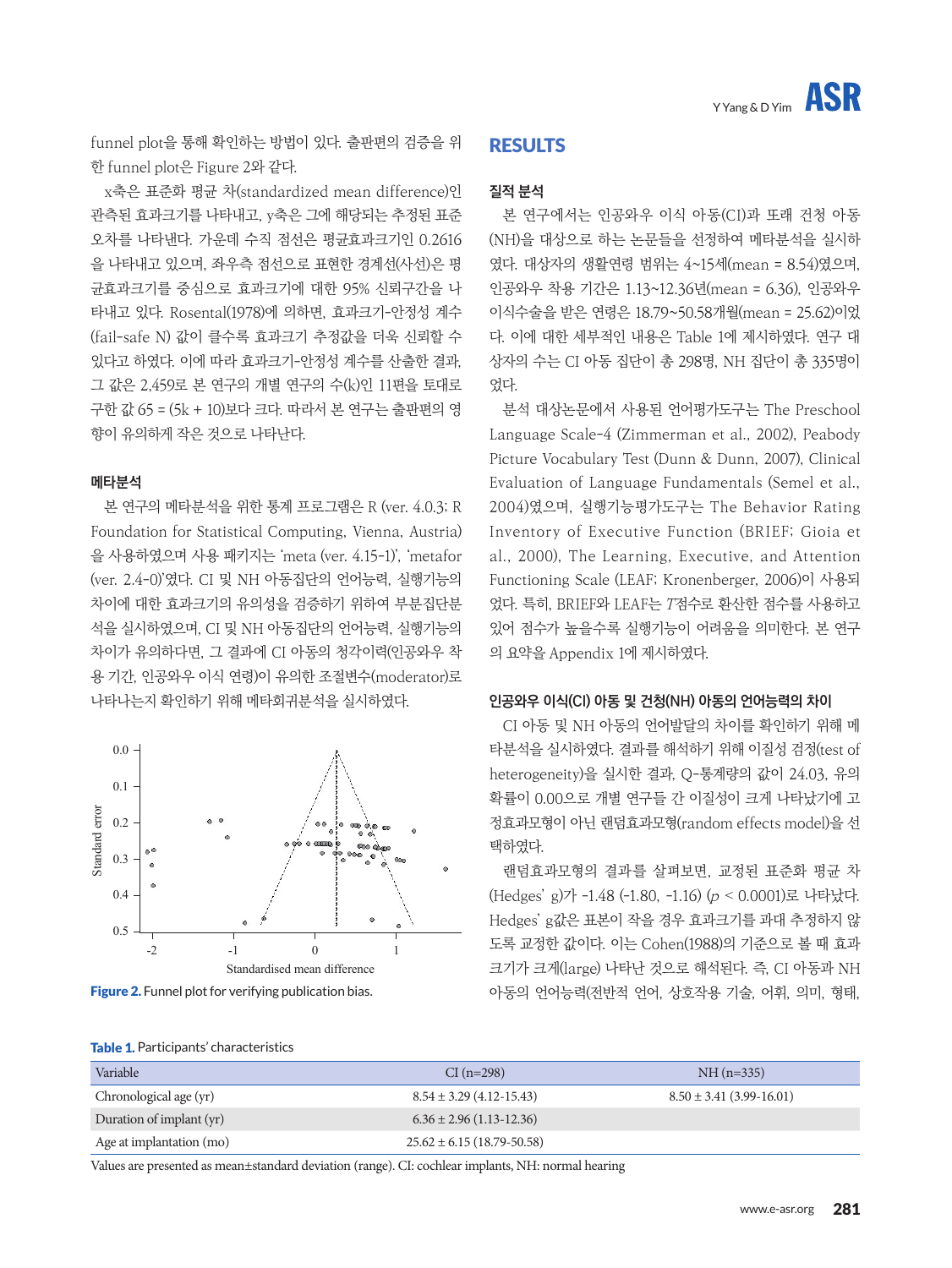funnel plot을 통해 확인하는 방법이 있다. 출판편의 검증을 위한 funnel plot은 Figure 2와 같다.

x축은 표준화 평균 차(standardized mean difference)인 관측된 효과크기를 나타내고, y축은 그에 해당되는 추정된 표준오차를 나타낸다. 가운데 수직 점선은 평균효과크기인 0.2616을 나타내고 있으며, 좌우측 점선으로 표현한 경계선(사선)은 평균효과크기를 중심으로 효과크기에 대한 95% 신뢰구간을 나타내고 있다. Rosental(1978)에 의하면, 효과크기-안정성 계수(fail-safe N) 값이 클수록 효과크기 추정값을 더욱 신뢰할 수 있다고 하였다. 이에 따라 효과크기-안정성 계수를 산출한 결과, 그 값은 2,459로 본 연구의 개별 연구의 수(k)인 11편을 토대로 구한 값 65 = (5k + 10)보다 크다. 따라서 본 연구는 출판편의 영향이 유의하게 작은 것으로 나타난다.

### 메타분석

본 연구의 메타분석을 위한 통계 프로그램은 R (ver. 4.0.3; R Foundation for Statistical Computing, Vienna, Austria)을 사용하였으며 사용 패키지는 'meta (ver. 4.15-1)', 'metafor (ver. 2.4-0)'였다. CI 및 NH 아동집단의 언어능력, 실행기능의 차이에 대한 효과크기의 유의성을 검증하기 위하여 부분집단분석을 실시하였으며, CI 및 NH 아동집단의 언어능력, 실행기능의 차이가 유의하다면, 그 결과에 CI 아동의 청각이력(인공와우 착용 기간, 인공와우 이식 연령)이 유의한 조절변수(moderator)로 나타나는지 확인하기 위해 메타회귀분석을 실시하였다.

**Figure 2.** Funnel plot for verifying publication bias.

## RESULTS

### 질적 분석

본 연구에서는 인공와우 이식 아동(CI)과 또래 건청 아동(NH)을 대상으로 하는 논문들을 선정하여 메타분석을 실시하였다. 대상자의 생활연령 범위는 4~15세(mean = 8.54)였으며, 인공와우 착용 기간은 1.13~12.36년(mean = 6.36), 인공와우 이식수술을 받은 연령은 18.79~50.58개월(mean = 25.62)이었다. 이에 대한 세부적인 내용은 Table 1에 제시하였다. 연구 대상자의 수는 CI 아동 집단이 총 298명, NH 집단이 총 335명이었다.

분석 대상논문에서 사용된 언어평가도구는 The Preschool Language Scale-4 (Zimmerman et al., 2002), Peabody Picture Vocabulary Test (Dunn & Dunn, 2007), Clinical Evaluation of Language Fundamentals (Semel et al., 2004)였으며, 실행기능평가도구는 The Behavior Rating Inventory of Executive Function (BRIEF; Gioia et al., 2000), The Learning, Executive, and Attention Functioning Scale (LEAF; Kronenberger, 2006)이 사용되었다. 특히, BRIEF와 LEAF는 *T*점수로 환산한 점수를 사용하고 있어 점수가 높을수록 실행기능이 어려움을 의미한다. 본 연구의 요약을 Appendix 1에 제시하였다.

### 인공와우 이식(CI) 아동 및 건청(NH) 아동의 언어능력의 차이

CI 아동 및 NH 아동의 언어발달의 차이를 확인하기 위해 메타분석을 실시하였다. 결과를 해석하기 위해 이질성 검정(test of heterogeneity)을 실시한 결과, Q-통계량의 값이 24.03, 유의확률이 0.00으로 개별 연구들 간 이질성이 크게 나타났기에 고정효과모형이 아닌 랜덤효과모형(random effects model)을 선택하였다.

랜덤효과모형의 결과를 살펴보면, 교정된 표준화 평균 차(Hedges' g)가 -1.48 (-1.80, -1.16) ($p$ < 0.0001)로 나타났다. Hedges' g값은 표본이 작을 경우 효과크기를 과대 추정하지 않도록 교정한 값이다. 이는 Cohen(1988)의 기준으로 볼 때 효과크기가 크게(large) 나타난 것으로 해석된다. 즉, CI 아동과 NH 아동의 언어능력(전반적 언어, 상호작용 기술, 어휘, 의미, 형태,

**Table 1.** Participants' characteristics

| Variable | CI (n=298) | NH (n=335) |
|---|---|---|
| Chronological age (yr) | 8.54 ± 3.29 (4.12-15.43) | 8.50 ± 3.41 (3.99-16.01) |
| Duration of implant (yr) | 6.36 ± 2.96 (1.13-12.36) | |
| Age at implantation (mo) | 25.62 ± 6.15 (18.79-50.58) | |

Values are presented as mean±standard deviation (range). CI: cochlear implants, NH: normal hearing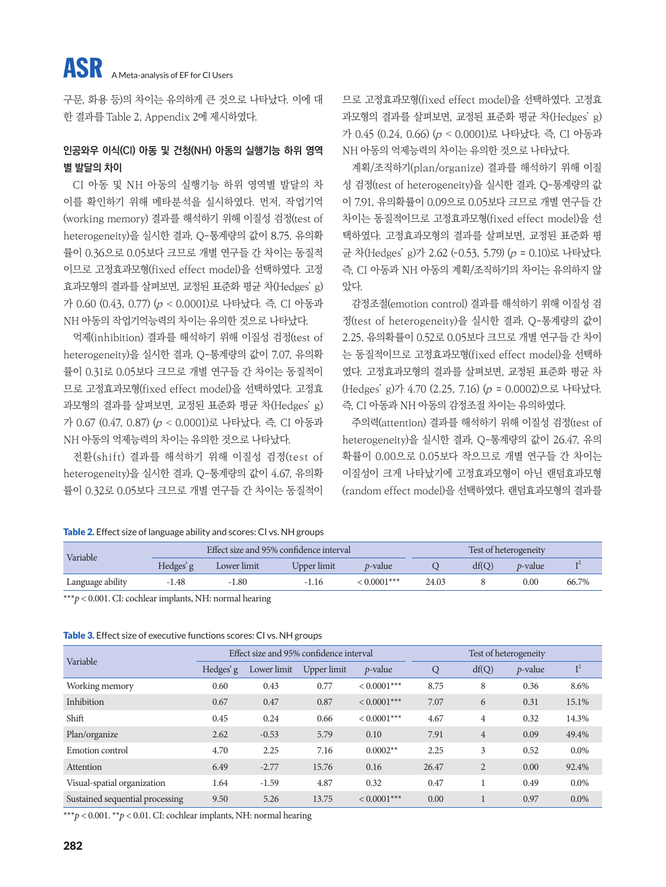구문, 화용 등)의 차이는 유의하게 큰 것으로 나타났다. 이에 대한 결과를 Table 2, Appendix 2에 제시하였다.

### 인공와우 이식(CI) 아동 및 건청(NH) 아동의 실행기능 하위 영역별 발달의 차이

CI 아동 및 NH 아동의 실행기능 하위 영역별 발달의 차이를 확인하기 위해 메타분석을 실시하였다. 먼저, 작업기억(working memory) 결과를 해석하기 위해 이질성 검정(test of heterogeneity)을 실시한 결과, Q-통계량의 값이 8.75, 유의확률이 0.36으로 0.05보다 크므로 개별 연구들 간 차이는 동질적이므로 고정효과모형(fixed effect model)을 선택하였다. 고정효과모형의 결과를 살펴보면, 교정된 표준화 평균 차(Hedges' g)가 0.60 (0.43, 0.77) ($p < 0.0001$)로 나타났다. 즉, CI 아동과 NH 아동의 작업기억능력의 차이는 유의한 것으로 나타났다.

억제(inhibition) 결과를 해석하기 위해 이질성 검정(test of heterogeneity)을 실시한 결과, Q-통계량의 값이 7.07, 유의확률이 0.31로 0.05보다 크므로 개별 연구들 간 차이는 동질적이므로 고정효과모형(fixed effect model)을 선택하였다. 고정효과모형의 결과를 살펴보면, 교정된 표준화 평균 차(Hedges' g)가 0.67 (0.47, 0.87) ($p < 0.0001$)로 나타났다. 즉, CI 아동과 NH 아동의 억제능력의 차이는 유의한 것으로 나타났다.

전환(shift) 결과를 해석하기 위해 이질성 검정(test of heterogeneity)을 실시한 결과, Q-통계량의 값이 4.67, 유의확률이 0.32로 0.05보다 크므로 개별 연구들 간 차이는 동질적이므로 고정효과모형(fixed effect model)을 선택하였다. 고정효과모형의 결과를 살펴보면, 교정된 표준화 평균 차(Hedges' g)가 0.45 (0.24, 0.66) ($p < 0.0001$)로 나타났다. 즉, CI 아동과 NH 아동의 억제능력의 차이는 유의한 것으로 나타났다.

계획/조직하기(plan/organize) 결과를 해석하기 위해 이질성 검정(test of heterogeneity)을 실시한 결과, Q-통계량의 값이 7.91, 유의확률이 0.09으로 0.05보다 크므로 개별 연구들 간 차이는 동질적이므로 고정효과모형(fixed effect model)을 선택하였다. 고정효과모형의 결과를 살펴보면, 교정된 표준화 평균 차(Hedges' g)가 2.62 (-0.53, 5.79) ($p = 0.10$)로 나타났다. 즉, CI 아동과 NH 아동의 계획/조직하기의 차이는 유의하지 않았다.

감정조절(emotion control) 결과를 해석하기 위해 이질성 검정(test of heterogeneity)을 실시한 결과, Q-통계량의 값이 2.25, 유의확률이 0.52로 0.05보다 크므로 개별 연구들 간 차이는 동질적이므로 고정효과모형(fixed effect model)을 선택하였다. 고정효과모형의 결과를 살펴보면, 교정된 표준화 평균 차(Hedges' g)가 4.70 (2.25, 7.16) ($p = 0.0002$)으로 나타났다. 즉, CI 아동과 NH 아동의 감정조절 차이는 유의하였다.

주의력(attention) 결과를 해석하기 위해 이질성 검정(test of heterogeneity)을 실시한 결과, Q-통계량의 값이 26.47, 유의확률이 0.00으로 0.05보다 작으므로 개별 연구들 간 차이는 이질성이 크게 나타났기에 고정효과모형이 아닌 랜덤효과모형(random effect model)을 선택하였다. 랜덤효과모형의 결과를

**Table 2.** Effect size of language ability and scores: CI vs. NH groups

| Variable | Effect size and 95% confidence interval | | | | Test of heterogeneity | | | |
|---|---|---|---|---|---|---|---|---|
| | Hedges' g | Lower limit | Upper limit | *p*-value | Q | df(Q) | *p*-value | $I^2$ |
| Language ability | -1.48 | -1.80 | -1.16 | < 0.0001*** | 24.03 | 8 | 0.00 | 66.7% |

***$p < 0.001$. CI: cochlear implants, NH: normal hearing

**Table 3.** Effect size of executive functions scores: CI vs. NH groups

| Variable | Effect size and 95% confidence interval | | | | Test of heterogeneity | | | |
|---|---|---|---|---|---|---|---|---|
| | Hedges' g | Lower limit | Upper limit | *p*-value | Q | df(Q) | *p*-value | $I^2$ |
| Working memory | 0.60 | 0.43 | 0.77 | < 0.0001*** | 8.75 | 8 | 0.36 | 8.6% |
| Inhibition | 0.67 | 0.47 | 0.87 | < 0.0001*** | 7.07 | 6 | 0.31 | 15.1% |
| Shift | 0.45 | 0.24 | 0.66 | < 0.0001*** | 4.67 | 4 | 0.32 | 14.3% |
| Plan/organize | 2.62 | -0.53 | 5.79 | 0.10 | 7.91 | 4 | 0.09 | 49.4% |
| Emotion control | 4.70 | 2.25 | 7.16 | 0.0002** | 2.25 | 3 | 0.52 | 0.0% |
| Attention | 6.49 | -2.77 | 15.76 | 0.16 | 26.47 | 2 | 0.00 | 92.4% |
| Visual-spatial organization | 1.64 | -1.59 | 4.87 | 0.32 | 0.47 | 1 | 0.49 | 0.0% |
| Sustained sequential processing | 9.50 | 5.26 | 13.75 | < 0.0001*** | 0.00 | 1 | 0.97 | 0.0% |

***$p < 0.001$. **$p < 0.01$. CI: cochlear implants, NH: normal hearing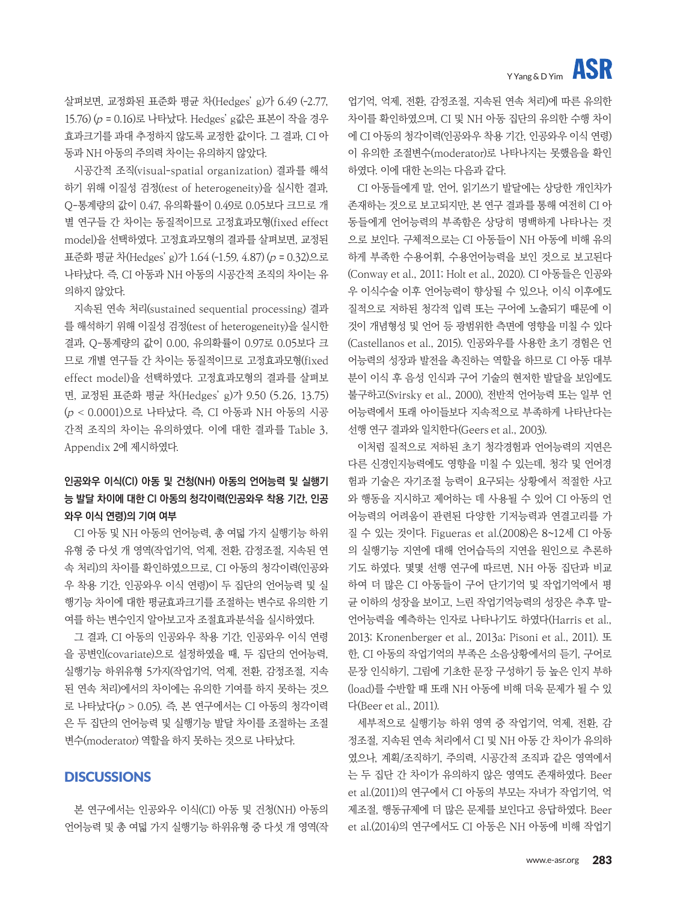살펴보면, 교정화된 표준화 평균 차(Hedges' g)가 6.49 (-2.77, 15.76) ($p$ = 0.16)로 나타났다. Hedges' g값은 표본이 작을 경우 효과크기를 과대 추정하지 않도록 교정한 값이다. 그 결과, CI 아동과 NH 아동의 주의력 차이는 유의하지 않았다.

시공간적 조직(visual-spatial organization) 결과를 해석하기 위해 이질성 검정(test of heterogeneity)을 실시한 결과, Q-통계량의 값이 0.47, 유의확률이 0.49로 0.05보다 크므로 개별 연구들 간 차이는 동질적이므로 고정효과모형(fixed effect model)을 선택하였다. 고정효과모형의 결과를 살펴보면, 교정된 표준화 평균 차(Hedges' g)가 1.64 (-1.59, 4.87) ($p$ = 0.32)으로 나타났다. 즉, CI 아동과 NH 아동의 시공간적 조직의 차이는 유의하지 않았다.

지속된 연속 처리(sustained sequential processing) 결과를 해석하기 위해 이질성 검정(test of heterogeneity)을 실시한 결과, Q-통계량의 값이 0.00, 유의확률이 0.97로 0.05보다 크므로 개별 연구들 간 차이는 동질적이므로 고정효과모형(fixed effect model)을 선택하였다. 고정효과모형의 결과를 살펴보면, 교정된 표준화 평균 차(Hedges' g)가 9.50 (5.26, 13.75) ($p$ < 0.0001)으로 나타났다. 즉, CI 아동과 NH 아동의 시공간적 조직의 차이는 유의하였다. 이에 대한 결과를 Table 3, Appendix 2에 제시하였다.

### 인공와우 이식(CI) 아동 및 건청(NH) 아동의 언어능력 및 실행기능 발달 차이에 대한 CI 아동의 청각이력(인공와우 착용 기간, 인공와우 이식 연령)의 기여 여부

CI 아동 및 NH 아동의 언어능력, 총 여덟 가지 실행기능 하위유형 중 다섯 개 영역(작업기억, 억제, 전환, 감정조절, 지속된 연속 처리)의 차이를 확인하였으므로, CI 아동의 청각이력(인공와우 착용 기간, 인공와우 이식 연령)이 두 집단의 언어능력 및 실행기능 차이에 대한 평균효과크기를 조절하는 변수로 유의한 기여를 하는 변수인지 알아보고자 조절효과분석을 실시하였다.

그 결과, CI 아동의 인공와우 착용 기간, 인공와우 이식 연령을 공변인(covariate)으로 설정하였을 때, 두 집단의 언어능력, 실행기능 하위유형 5가지(작업기억, 억제, 전환, 감정조절, 지속된 연속 처리)에서의 차이에는 유의한 기여를 하지 못하는 것으로 나타났다($p$ > 0.05). 즉, 본 연구에서는 CI 아동의 청각이력은 두 집단의 언어능력 및 실행기능 발달 차이를 조절하는 조절변수(moderator) 역할을 하지 못하는 것으로 나타났다.

## DISCUSSIONS

본 연구에서는 인공와우 이식(CI) 아동 및 건청(NH) 아동의 언어능력 및 총 여덟 가지 실행기능 하위유형 중 다섯 개 영역(작업기억, 억제, 전환, 감정조절, 지속된 연속 처리)에 따른 유의한 차이를 확인하였으며, CI 및 NH 아동 집단의 유의한 수행 차이에 CI 아동의 청각이력(인공와우 착용 기간, 인공와우 이식 연령)이 유의한 조절변수(moderator)로 나타나지는 못했음을 확인하였다. 이에 대한 논의는 다음과 같다.

CI 아동들에게 말, 언어, 읽기쓰기 발달에는 상당한 개인차가 존재하는 것으로 보고되지만, 본 연구 결과를 통해 여전히 CI 아동들에게 언어능력의 부족함은 상당히 명백하게 나타나는 것으로 보인다. 구체적으로는 CI 아동들이 NH 아동에 비해 유의하게 부족한 수용어휘, 수용언어능력을 보인 것으로 보고된다(Conway et al., 2011; Holt et al., 2020). CI 아동들은 인공와우 이식수술 이후 언어능력이 향상될 수 있으나, 이식 이후에도 질적으로 저하된 청각적 입력 또는 구어에 노출되기 때문에 이것이 개념형성 및 언어 등 광범위한 측면에 영향을 미칠 수 있다(Castellanos et al., 2015). 인공와우를 사용한 초기 경험은 언어능력의 성장과 발전을 촉진하는 역할을 하므로 CI 아동 대부분이 이식 후 음성 인식과 구어 기술의 현저한 발달을 보임에도 불구하고(Svirsky et al., 2000), 전반적 언어능력 또는 일부 언어능력에서 또래 아이들보다 지속적으로 부족하게 나타난다는 선행 연구 결과와 일치한다(Geers et al., 2003).

이처럼 질적으로 저하된 초기 청각경험과 언어능력의 지연은 다른 신경인지능력에도 영향을 미칠 수 있는데, 청각 및 언어경험과 기술은 자기조절 능력이 요구되는 상황에서 적절한 사고와 행동을 지시하고 제어하는 데 사용될 수 있어 CI 아동의 언어능력의 어려움이 관련된 다양한 기저능력과 연결고리를 가질 수 있는 것이다. Figueras et al.(2008)은 8~12세 CI 아동의 실행기능 지연에 대해 언어습득의 지연을 원인으로 추론하기도 하였다. 몇몇 선행 연구에 따르면, NH 아동 집단과 비교하여 더 많은 CI 아동들이 구어 단기기억 및 작업기억에서 평균 이하의 성장을 보이고, 느린 작업기억능력의 성장은 추후 말-언어능력을 예측하는 인자로 나타나기도 하였다(Harris et al., 2013; Kronenberger et al., 2013a; Pisoni et al., 2011). 또한, CI 아동의 작업기억의 부족은 소음상황에서의 듣기, 구어로 문장 인식하기, 그림에 기초한 문장 구성하기 등 높은 인지 부하(load)를 수반할 때 또래 NH 아동에 비해 더욱 문제가 될 수 있다(Beer et al., 2011).

세부적으로 실행기능 하위 영역 중 작업기억, 억제, 전환, 감정조절, 지속된 연속 처리에서 CI 및 NH 아동 간 차이가 유의하였으나, 계획/조직하기, 주의력, 시공간적 조직과 같은 영역에서는 두 집단 간 차이가 유의하지 않은 영역도 존재하였다. Beer et al.(2011)의 연구에서 CI 아동의 부모는 자녀가 작업기억, 억제조절, 행동규제에 더 많은 문제를 보인다고 응답하였다. Beer et al.(2014)의 연구에서도 CI 아동은 NH 아동에 비해 작업기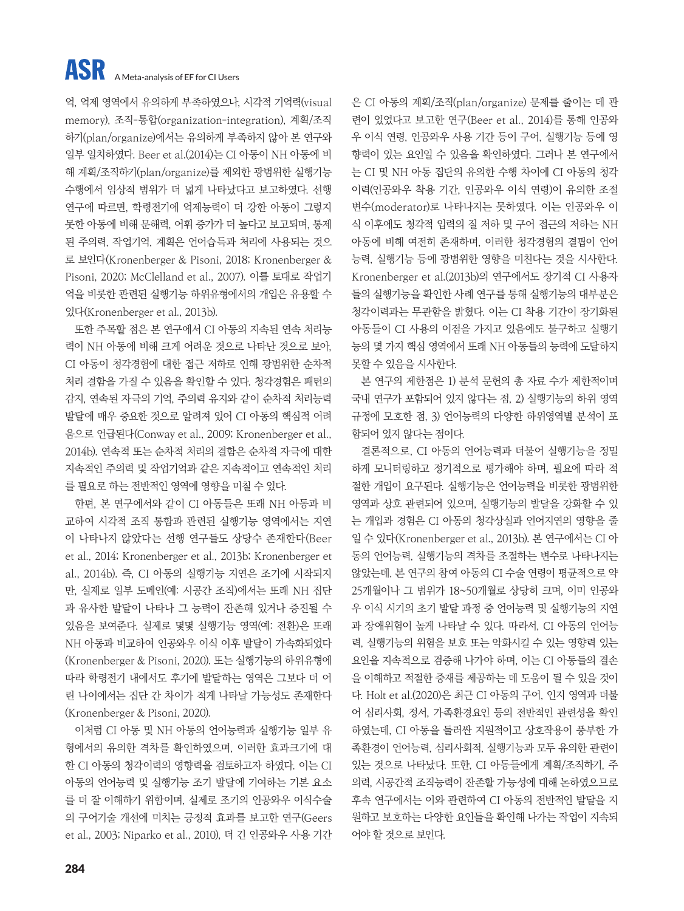억, 억제 영역에서 유의하게 부족하였으나, 시각적 기억력(visual memory), 조직-통합(organization-integration), 계획/조직하기(plan/organize)에서는 유의하게 부족하지 않아 본 연구와 일부 일치하였다. Beer et al.(2014)는 CI 아동이 NH 아동에 비해 계획/조직하기(plan/organize)를 제외한 광범위한 실행기능 수행에서 임상적 범위가 더 넓게 나타났다고 보고하였다. 선행 연구에 따르면, 학령전기에 억제능력이 더 강한 아동이 그렇지 못한 아동에 비해 문해력, 어휘 증가가 더 높다고 보고되며, 통제된 주의력, 작업기억, 계획은 언어습득과 처리에 사용되는 것으로 보인다(Kronenberger & Pisoni, 2018; Kronenberger & Pisoni, 2020; McClelland et al., 2007). 이를 토대로 작업기억을 비롯한 관련된 실행기능 하위유형에서의 개입은 유용할 수 있다(Kronenberger et al., 2013b).

또한 주목할 점은 본 연구에서 CI 아동의 지속된 연속 처리능력이 NH 아동에 비해 크게 어려운 것으로 나타난 것으로 보아, CI 아동이 청각경험에 대한 접근 저하로 인해 광범위한 순차적 처리 결함을 가질 수 있음을 확인할 수 있다. 청각경험은 패턴의 감지, 연속된 자극의 기억, 주의력 유지와 같이 순차적 처리능력 발달에 매우 중요한 것으로 알려져 있어 CI 아동의 핵심적 어려움으로 언급된다(Conway et al., 2009; Kronenberger et al., 2014b). 연속적 또는 순차적 처리의 결함은 순차적 자극에 대한 지속적인 주의력 및 작업기억과 같은 지속적이고 연속적인 처리를 필요로 하는 전반적인 영역에 영향을 미칠 수 있다.

한편, 본 연구에서와 같이 CI 아동들은 또래 NH 아동과 비교하여 시각적 조직 통합과 관련된 실행기능 영역에서는 지연이 나타나지 않았다는 선행 연구들도 상당수 존재한다(Beer et al., 2014; Kronenberger et al., 2013b; Kronenberger et al., 2014b). 즉, CI 아동의 실행기능 지연은 조기에 시작되지만, 실제로 일부 도메인(예: 시공간 조직)에서는 또래 NH 집단과 유사한 발달이 나타나 그 능력이 잔존해 있거나 증진될 수 있음을 보여준다. 실제로 몇몇 실행기능 영역(예: 전환)은 또래 NH 아동과 비교하여 인공와우 이식 이후 발달이 가속화되었다(Kronenberger & Pisoni, 2020). 또는 실행기능의 하위유형에 따라 학령전기 내에서도 후기에 발달하는 영역은 그보다 더 어린 나이에서는 집단 간 차이가 적게 나타날 가능성도 존재한다(Kronenberger & Pisoni, 2020).

이처럼 CI 아동 및 NH 아동의 언어능력과 실행기능 일부 유형에서의 유의한 격차를 확인하였으며, 이러한 효과크기에 대한 CI 아동의 청각이력의 영향력을 검토하고자 하였다. 이는 CI 아동의 언어능력 및 실행기능 조기 발달에 기여하는 기본 요소를 더 잘 이해하기 위함이며, 실제로 조기의 인공와우 이식수술의 구어기술 개선에 미치는 긍정적 효과를 보고한 연구(Geers et al., 2003; Niparko et al., 2010), 더 긴 인공와우 사용 기간은 CI 아동의 계획/조직(plan/organize) 문제를 줄이는 데 관련이 있었다고 보고한 연구(Beer et al., 2014)를 통해 인공와우 이식 연령, 인공와우 사용 기간 등이 구어, 실행기능 등에 영향력이 있는 요인일 수 있음을 확인하였다. 그러나 본 연구에서는 CI 및 NH 아동 집단의 유의한 수행 차이에 CI 아동의 청각이력(인공와우 착용 기간, 인공와우 이식 연령)이 유의한 조절변수(moderator)로 나타나지는 못하였다. 이는 인공와우 이식 이후에도 청각적 입력의 질 저하 및 구어 접근의 저하는 NH 아동에 비해 여전히 존재하며, 이러한 청각경험의 결핍이 언어능력, 실행기능 등에 광범위한 영향을 미친다는 것을 시사한다. Kronenberger et al.(2013b)의 연구에서도 장기적 CI 사용자들의 실행기능을 확인한 사례 연구를 통해 실행기능의 대부분은 청각이력과는 무관함을 밝혔다. 이는 CI 착용 기간이 장기화된 아동들이 CI 사용의 이점을 가지고 있음에도 불구하고 실행기능의 몇 가지 핵심 영역에서 또래 NH 아동들의 능력에 도달하지 못할 수 있음을 시사한다.

본 연구의 제한점은 1) 분석 문헌의 총 자료 수가 제한적이며 국내 연구가 포함되어 있지 않다는 점, 2) 실행기능의 하위 영역 규정에 모호한 점, 3) 언어능력의 다양한 하위영역별 분석이 포함되어 있지 않다는 점이다.

결론적으로, CI 아동의 언어능력과 더불어 실행기능을 정밀하게 모니터링하고 정기적으로 평가해야 하며, 필요에 따라 적절한 개입이 요구된다. 실행기능은 언어능력을 비롯한 광범위한 영역과 상호 관련되어 있으며, 실행기능의 발달을 강화할 수 있는 개입과 경험은 CI 아동의 청각상실과 언어지연의 영향을 줄일 수 있다(Kronenberger et al., 2013b). 본 연구에서는 CI 아동의 언어능력, 실행기능의 격차를 조절하는 변수로 나타나지는 않았는데, 본 연구의 참여 아동의 CI 수술 연령이 평균적으로 약 25개월이나 그 범위가 18~50개월로 상당히 크며, 이미 인공와우 이식 시기의 초기 발달 과정 중 언어능력 및 실행기능의 지연과 장애위험이 높게 나타날 수 있다. 따라서, CI 아동의 언어능력, 실행기능의 위험을 보호 또는 악화시킬 수 있는 영향력 있는 요인을 지속적으로 검증해 나가야 하며, 이는 CI 아동들의 결손을 이해하고 적절한 중재를 제공하는 데 도움이 될 수 있을 것이다. Holt et al.(2020)은 최근 CI 아동의 구어, 인지 영역과 더불어 심리사회, 정서, 가족환경요인 등의 전반적인 관련성을 확인하였는데, CI 아동을 둘러싼 지원적이고 상호작용이 풍부한 가족환경이 언어능력, 심리사회적, 실행기능과 모두 유의한 관련이 있는 것으로 나타났다. 또한, CI 아동들에게 계획/조직하기, 주의력, 시공간적 조직능력이 잔존할 가능성에 대해 논하였으므로 후속 연구에서는 이와 관련하여 CI 아동의 전반적인 발달을 지원하고 보호하는 다양한 요인들을 확인해 나가는 작업이 지속되어야 할 것으로 보인다.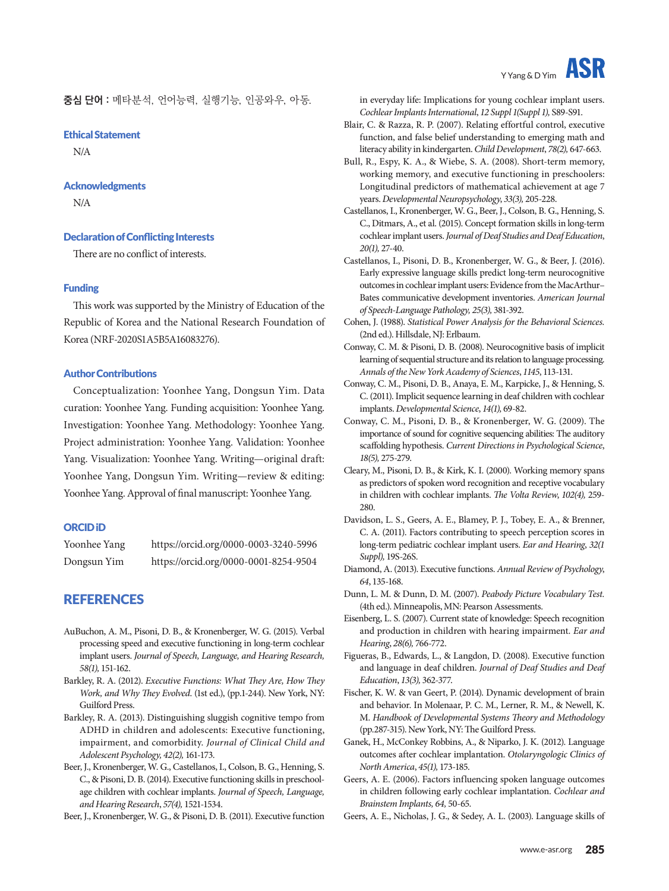**중심 단어 :** 메타분석, 언어능력, 실행기능, 인공와우, 아동.

### Ethical Statement

N/A

### Acknowledgments

N/A

### Declaration of Conflicting Interests

There are no conflict of interests.

### Funding

This work was supported by the Ministry of Education of the Republic of Korea and the National Research Foundation of Korea (NRF-2020S1A5B5A16083276).

### Author Contributions

Conceptualization: Yoonhee Yang, Dongsun Yim. Data curation: Yoonhee Yang. Funding acquisition: Yoonhee Yang. Investigation: Yoonhee Yang. Methodology: Yoonhee Yang. Project administration: Yoonhee Yang. Validation: Yoonhee Yang. Visualization: Yoonhee Yang. Writing—original draft: Yoonhee Yang, Dongsun Yim. Writing—review & editing: Yoonhee Yang. Approval of final manuscript: Yoonhee Yang.

### ORCID iD

Yoonhee Yang https://orcid.org/0000-0003-3240-5996

Dongsun Yim https://orcid.org/0000-0001-8254-9504

## REFERENCES

AuBuchon, A. M., Pisoni, D. B., & Kronenberger, W. G. (2015). Verbal processing speed and executive functioning in long-term cochlear implant users. *Journal of Speech, Language, and Hearing Research, 58(1),* 151-162.

Barkley, R. A. (2012). *Executive Functions: What They Are, How They Work, and Why They Evolved.* (1st ed.), (pp.1-244). New York, NY: Guilford Press.

Barkley, R. A. (2013). Distinguishing sluggish cognitive tempo from ADHD in children and adolescents: Executive functioning, impairment, and comorbidity. *Journal of Clinical Child and Adolescent Psychology, 42(2),* 161-173.

Beer, J., Kronenberger, W. G., Castellanos, I., Colson, B. G., Henning, S. C., & Pisoni, D. B. (2014). Executive functioning skills in preschool-age children with cochlear implants. *Journal of Speech, Language, and Hearing Research*, *57(4),* 1521-1534.

Beer, J., Kronenberger, W. G., & Pisoni, D. B. (2011). Executive function in everyday life: Implications for young cochlear implant users. *Cochlear Implants International*, *12 Suppl 1(Suppl 1),* S89-S91.

Blair, C. & Razza, R. P. (2007). Relating effortful control, executive function, and false belief understanding to emerging math and literacy ability in kindergarten. *Child Development*, *78(2),* 647-663.

Bull, R., Espy, K. A., & Wiebe, S. A. (2008). Short-term memory, working memory, and executive functioning in preschoolers: Longitudinal predictors of mathematical achievement at age 7 years. *Developmental Neuropsychology*, *33(3),* 205-228.

Castellanos, I., Kronenberger, W. G., Beer, J., Colson, B. G., Henning, S. C., Ditmars, A., et al. (2015). Concept formation skills in long-term cochlear implant users. *Journal of Deaf Studies and Deaf Education*, *20(1),* 27-40.

Castellanos, I., Pisoni, D. B., Kronenberger, W. G., & Beer, J. (2016). Early expressive language skills predict long-term neurocognitive outcomes in cochlear implant users: Evidence from the MacArthur–Bates communicative development inventories. *American Journal of Speech-Language Pathology, 25(3),* 381-392.

Cohen, J. (1988). *Statistical Power Analysis for the Behavioral Sciences.* (2nd ed.). Hillsdale, NJ: Erlbaum.

Conway, C. M. & Pisoni, D. B. (2008). Neurocognitive basis of implicit learning of sequential structure and its relation to language processing. *Annals of the New York Academy of Sciences*, *1145*, 113-131.

Conway, C. M., Pisoni, D. B., Anaya, E. M., Karpicke, J., & Henning, S. C. (2011). Implicit sequence learning in deaf children with cochlear implants. *Developmental Science*, *14(1),* 69-82.

Conway, C. M., Pisoni, D. B., & Kronenberger, W. G. (2009). The importance of sound for cognitive sequencing abilities: The auditory scaffolding hypothesis. *Current Directions in Psychological Science*, *18(5),* 275-279.

Cleary, M., Pisoni, D. B., & Kirk, K. I. (2000). Working memory spans as predictors of spoken word recognition and receptive vocabulary in children with cochlear implants. *The Volta Review*, *102(4),* 259-280.

Davidson, L. S., Geers, A. E., Blamey, P. J., Tobey, E. A., & Brenner, C. A. (2011). Factors contributing to speech perception scores in long-term pediatric cochlear implant users. *Ear and Hearing*, *32(1 Suppl),* 19S-26S.

Diamond, A. (2013). Executive functions. *Annual Review of Psychology*, *64*, 135-168.

Dunn, L. M. & Dunn, D. M. (2007). *Peabody Picture Vocabulary Test.* (4th ed.). Minneapolis, MN: Pearson Assessments.

Eisenberg, L. S. (2007). Current state of knowledge: Speech recognition and production in children with hearing impairment. *Ear and Hearing*, *28(6),* 766-772.

Figueras, B., Edwards, L., & Langdon, D. (2008). Executive function and language in deaf children. *Journal of Deaf Studies and Deaf Education*, *13(3),* 362-377.

Fischer, K. W. & van Geert, P. (2014). Dynamic development of brain and behavior. In Molenaar, P. C. M., Lerner, R. M., & Newell, K. M. *Handbook of Developmental Systems Theory and Methodology* (pp.287-315). New York, NY: The Guilford Press.

Ganek, H., McConkey Robbins, A., & Niparko, J. K. (2012). Language outcomes after cochlear implantation. *Otolaryngologic Clinics of North America*, *45(1),* 173-185.

Geers, A. E. (2006). Factors influencing spoken language outcomes in children following early cochlear implantation. *Cochlear and Brainstem Implants, 64,* 50-65.

Geers, A. E., Nicholas, J. G., & Sedey, A. L. (2003). Language skills of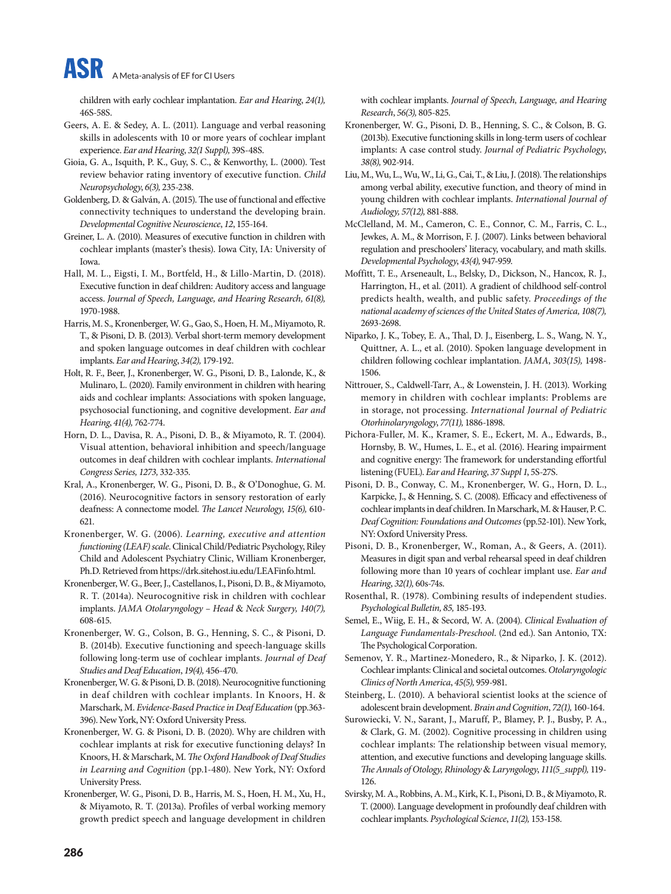children with early cochlear implantation. *Ear and Hearing*, *24(1),* 46S-58S.

Geers, A. E. & Sedey, A. L. (2011). Language and verbal reasoning skills in adolescents with 10 or more years of cochlear implant experience. *Ear and Hearing*, *32(1 Suppl),* 39S-48S.

Gioia, G. A., Isquith, P. K., Guy, S. C., & Kenworthy, L. (2000). Test review behavior rating inventory of executive function. *Child Neuropsychology*, *6(3),* 235-238.

Goldenberg, D. & Galván, A. (2015). The use of functional and effective connectivity techniques to understand the developing brain. *Developmental Cognitive Neuroscience*, *12*, 155-164.

Greiner, L. A. (2010). Measures of executive function in children with cochlear implants (master's thesis). Iowa City, IA: University of Iowa.

Hall, M. L., Eigsti, I. M., Bortfeld, H., & Lillo-Martin, D. (2018). Executive function in deaf children: Auditory access and language access. *Journal of Speech, Language, and Hearing Research, 61(8),* 1970-1988.

Harris, M. S., Kronenberger, W. G., Gao, S., Hoen, H. M., Miyamoto, R. T., & Pisoni, D. B. (2013). Verbal short-term memory development and spoken language outcomes in deaf children with cochlear implants. *Ear and Hearing*, *34(2),* 179-192.

Holt, R. F., Beer, J., Kronenberger, W. G., Pisoni, D. B., Lalonde, K., & Mulinaro, L. (2020). Family environment in children with hearing aids and cochlear implants: Associations with spoken language, psychosocial functioning, and cognitive development. *Ear and Hearing*, *41(4),* 762-774.

Horn, D. L., Davisa, R. A., Pisoni, D. B., & Miyamoto, R. T. (2004). Visual attention, behavioral inhibition and speech/language outcomes in deaf children with cochlear implants. *International Congress Series, 1273,* 332-335.

Kral, A., Kronenberger, W. G., Pisoni, D. B., & O'Donoghue, G. M. (2016). Neurocognitive factors in sensory restoration of early deafness: A connectome model. *The Lancet Neurology, 15(6),* 610-621.

Kronenberger, W. G. (2006). *Learning, executive and attention functioning (LEAF) scale*. Clinical Child/Pediatric Psychology, Riley Child and Adolescent Psychiatry Clinic, William Kronenberger, Ph.D. Retrieved from https://drk.sitehost.iu.edu/LEAFinfo.html.

Kronenberger, W. G., Beer, J., Castellanos, I., Pisoni, D. B., & Miyamoto, R. T. (2014a). Neurocognitive risk in children with cochlear implants. *JAMA Otolaryngology – Head & Neck Surgery, 140(7),* 608-615.

Kronenberger, W. G., Colson, B. G., Henning, S. C., & Pisoni, D. B. (2014b). Executive functioning and speech-language skills following long-term use of cochlear implants. *Journal of Deaf Studies and Deaf Education*, *19(4),* 456-470.

Kronenberger, W. G. & Pisoni, D. B. (2018). Neurocognitive functioning in deaf children with cochlear implants. In Knoors, H. & Marschark, M. *Evidence-Based Practice in Deaf Education* (pp.363-396). New York, NY: Oxford University Press.

Kronenberger, W. G. & Pisoni, D. B. (2020). Why are children with cochlear implants at risk for executive functioning delays? In Knoors, H. & Marschark, M. *The Oxford Handbook of Deaf Studies in Learning and Cognition* (pp.1-480). New York, NY: Oxford University Press.

Kronenberger, W. G., Pisoni, D. B., Harris, M. S., Hoen, H. M., Xu, H., & Miyamoto, R. T. (2013a). Profiles of verbal working memory growth predict speech and language development in children with cochlear implants. *Journal of Speech, Language, and Hearing Research*, *56(3),* 805-825.

Kronenberger, W. G., Pisoni, D. B., Henning, S. C., & Colson, B. G. (2013b). Executive functioning skills in long-term users of cochlear implants: A case control study. *Journal of Pediatric Psychology*, *38(8),* 902-914.

Liu, M., Wu, L., Wu, W., Li, G., Cai, T., & Liu, J. (2018). The relationships among verbal ability, executive function, and theory of mind in young children with cochlear implants. *International Journal of Audiology, 57(12),* 881-888.

McClelland, M. M., Cameron, C. E., Connor, C. M., Farris, C. L., Jewkes, A. M., & Morrison, F. J. (2007). Links between behavioral regulation and preschoolers' literacy, vocabulary, and math skills. *Developmental Psychology*, *43(4),* 947-959.

Moffitt, T. E., Arseneault, L., Belsky, D., Dickson, N., Hancox, R. J., Harrington, H., et al. (2011). A gradient of childhood self-control predicts health, wealth, and public safety. *Proceedings of the national academy of sciences of the United States of America, 108(7),* 2693-2698.

Niparko, J. K., Tobey, E. A., Thal, D. J., Eisenberg, L. S., Wang, N. Y., Quittner, A. L., et al. (2010). Spoken language development in children following cochlear implantation. *JAMA*, *303(15),* 1498-1506.

Nittrouer, S., Caldwell-Tarr, A., & Lowenstein, J. H. (2013). Working memory in children with cochlear implants: Problems are in storage, not processing. *International Journal of Pediatric Otorhinolaryngology*, *77(11),* 1886-1898.

Pichora-Fuller, M. K., Kramer, S. E., Eckert, M. A., Edwards, B., Hornsby, B. W., Humes, L. E., et al. (2016). Hearing impairment and cognitive energy: The framework for understanding effortful listening (FUEL). *Ear and Hearing*, *37 Suppl 1*, 5S-27S.

Pisoni, D. B., Conway, C. M., Kronenberger, W. G., Horn, D. L., Karpicke, J., & Henning, S. C. (2008). Efficacy and effectiveness of cochlear implants in deaf children. In Marschark, M. & Hauser, P. C. *Deaf Cognition: Foundations and Outcomes* (pp.52-101). New York, NY: Oxford University Press.

Pisoni, D. B., Kronenberger, W., Roman, A., & Geers, A. (2011). Measures in digit span and verbal rehearsal speed in deaf children following more than 10 years of cochlear implant use. *Ear and Hearing*, *32(1),* 60s-74s.

Rosenthal, R. (1978). Combining results of independent studies. *Psychological Bulletin, 85,* 185-193.

Semel, E., Wiig, E. H., & Secord, W. A. (2004). *Clinical Evaluation of Language Fundamentals-Preschool*. (2nd ed.). San Antonio, TX: The Psychological Corporation.

Semenov, Y. R., Martinez-Monedero, R., & Niparko, J. K. (2012). Cochlear implants: Clinical and societal outcomes. *Otolaryngologic Clinics of North America*, *45(5),* 959-981.

Steinberg, L. (2010). A behavioral scientist looks at the science of adolescent brain development. *Brain and Cognition*, *72(1),* 160-164.

Surowiecki, V. N., Sarant, J., Maruff, P., Blamey, P. J., Busby, P. A., & Clark, G. M. (2002). Cognitive processing in children using cochlear implants: The relationship between visual memory, attention, and executive functions and developing language skills. *The Annals of Otology, Rhinology & Laryngology*, *111(5_suppl),* 119-126.

Svirsky, M. A., Robbins, A. M., Kirk, K. I., Pisoni, D. B., & Miyamoto, R. T. (2000). Language development in profoundly deaf children with cochlear implants. *Psychological Science*, *11(2),* 153-158.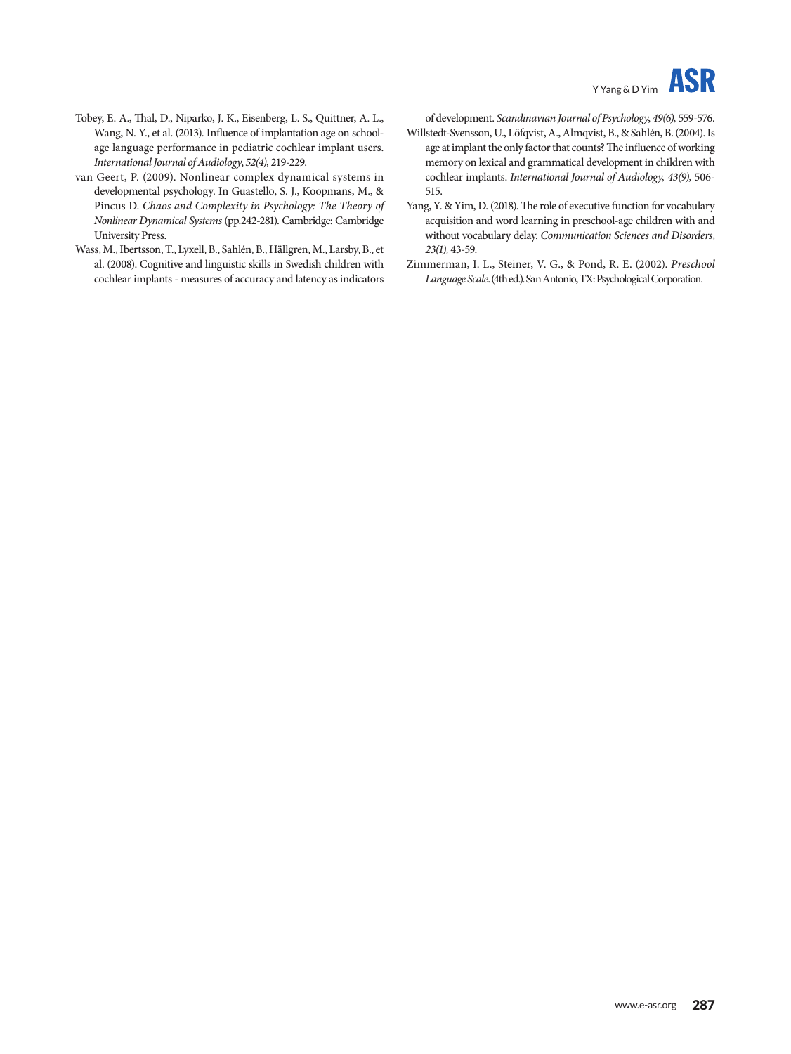Tobey, E. A., Thal, D., Niparko, J. K., Eisenberg, L. S., Quittner, A. L., Wang, N. Y., et al. (2013). Influence of implantation age on school-age language performance in pediatric cochlear implant users. *International Journal of Audiology, 52(4),* 219-229.

van Geert, P. (2009). Nonlinear complex dynamical systems in developmental psychology. In Guastello, S. J., Koopmans, M., & Pincus D. *Chaos and Complexity in Psychology: The Theory of Nonlinear Dynamical Systems* (pp.242-281). Cambridge: Cambridge University Press.

Wass, M., Ibertsson, T., Lyxell, B., Sahlén, B., Hällgren, M., Larsby, B., et al. (2008). Cognitive and linguistic skills in Swedish children with cochlear implants - measures of accuracy and latency as indicators of development. *Scandinavian Journal of Psychology, 49(6),* 559-576.

Willstedt-Svensson, U., Löfqvist, A., Almqvist, B., & Sahlén, B. (2004). Is age at implant the only factor that counts? The influence of working memory on lexical and grammatical development in children with cochlear implants. *International Journal of Audiology, 43(9),* 506-515.

Yang, Y. & Yim, D. (2018). The role of executive function for vocabulary acquisition and word learning in preschool-age children with and without vocabulary delay. *Communication Sciences and Disorders, 23(1),* 43-59.

Zimmerman, I. L., Steiner, V. G., & Pond, R. E. (2002). *Preschool Language Scale.* (4th ed.). San Antonio, TX: Psychological Corporation.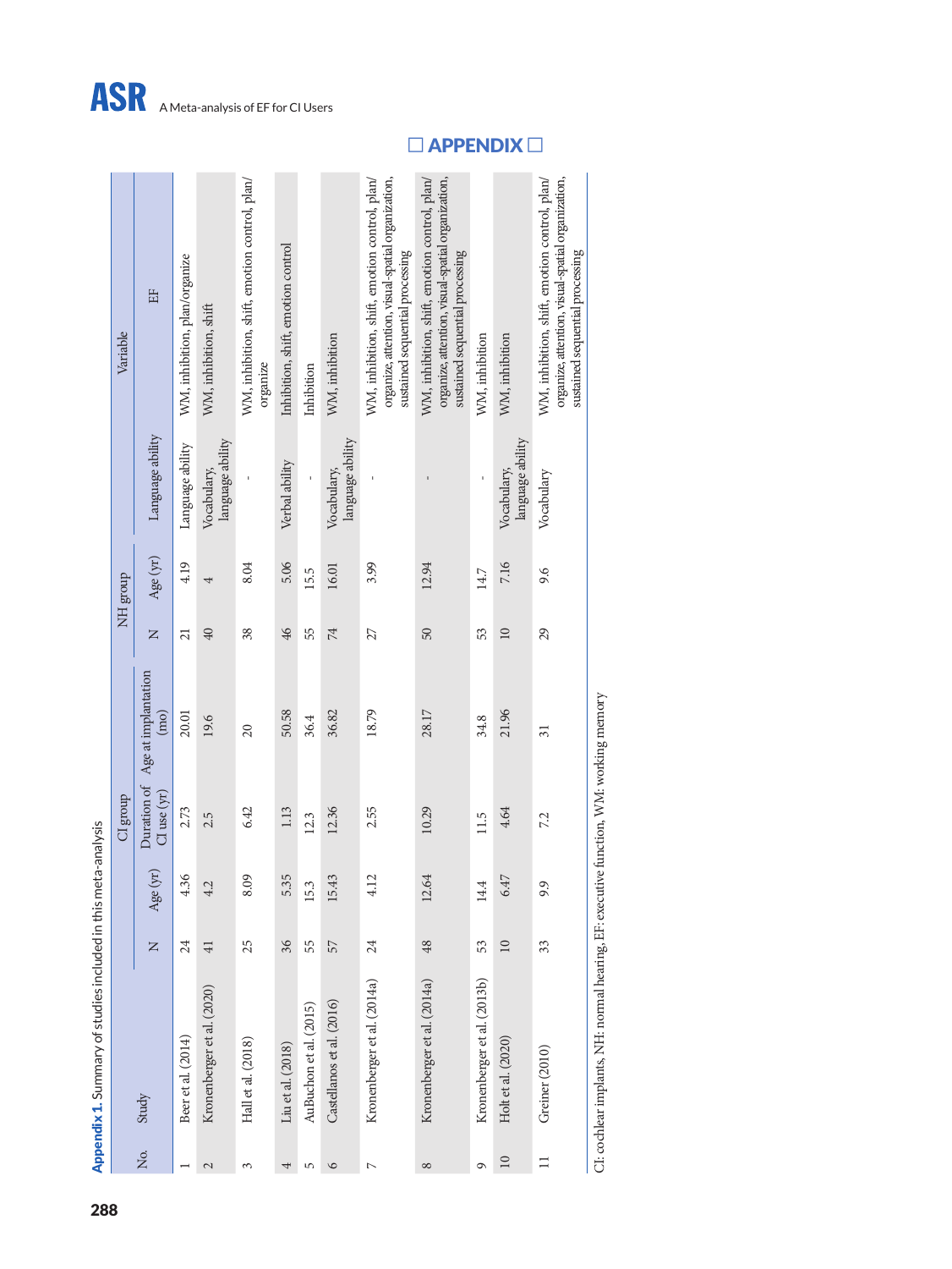## APPENDIX

**Appendix 1.** Summary of studies included in this meta-analysis

| No. | Study | CI group | | | | NH group | | Variable | |
|---|---|---|---|---|---|---|---|---|---|
| | | N | Age (yr) | Duration of CI use (yr) | Age at implantation (mo) | N | Age (yr) | Language ability | EF |
| 1 | Beer et al. (2014) | 24 | 4.36 | 2.73 | 20.01 | 21 | 4.19 | Language ability | WM, inhibition, plan/organize |
| 2 | Kronenberger et al. (2020) | 41 | 4.2 | 2.5 | 19.6 | 40 | 4 | Vocabulary, language ability | WM, inhibition, shift |
| 3 | Hall et al. (2018) | 25 | 8.09 | 6.42 | 20 | 38 | 8.04 | - | WM, inhibition, shift, emotion control, plan/organize |
| 4 | Liu et al. (2018) | 36 | 5.35 | 1.13 | 50.58 | 46 | 5.06 | Verbal ability | Inhibition, shift, emotion control |
| 5 | AuBuchon et al. (2015) | 55 | 15.3 | 12.3 | 36.4 | 55 | 15.5 | - | Inhibition |
| 6 | Castellanos et al. (2016) | 57 | 15.43 | 12.36 | 36.82 | 74 | 16.01 | Vocabulary, language ability | WM, inhibition |
| 7 | Kronenberger et al. (2014a) | 24 | 4.12 | 2.55 | 18.79 | 27 | 3.99 | - | WM, inhibition, shift, emotion control, plan/organize, attention, visual-spatial organization, sustained sequential processing |
| 8 | Kronenberger et al. (2014a) | 48 | 12.64 | 10.29 | 28.17 | 50 | 12.94 | - | WM, inhibition, shift, emotion control, plan/organize, attention, visual-spatial organization, sustained sequential processing |
| 9 | Kronenberger et al. (2013b) | 53 | 14.4 | 11.5 | 34.8 | 53 | 14.7 | - | WM, inhibition |
| 10 | Holt et al. (2020) | 10 | 6.47 | 4.64 | 21.96 | 10 | 7.16 | Vocabulary, language ability | WM, inhibition |
| 11 | Greiner (2010) | 33 | 9.9 | 7.2 | 31 | 29 | 9.6 | Vocabulary | WM, inhibition, shift, emotion control, plan/organize, attention, visual-spatial organization, sustained sequential processing |

CI: cochlear implants, NH: normal hearing, EF: executive function, WM: working memory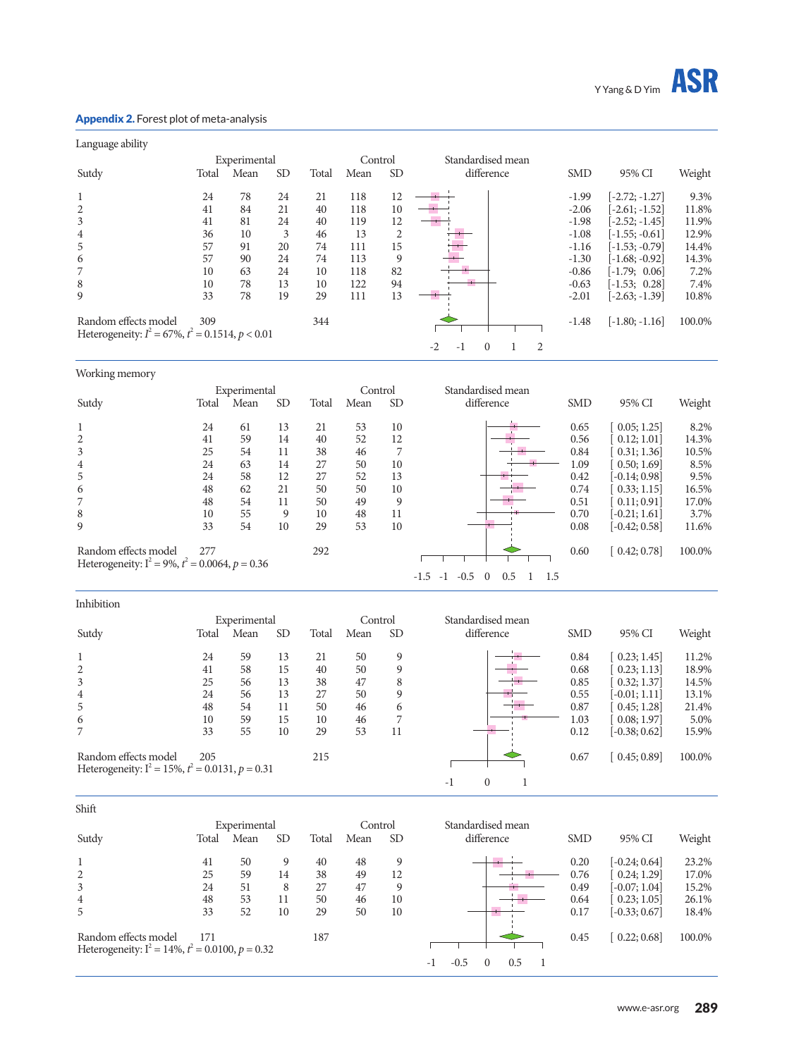**Appendix 2.** Forest plot of meta-analysis

Language ability

| Sutdy | Experimental Total | Experimental Mean | Experimental SD | Control Total | Control Mean | Control SD | SMD | 95% CI | Weight |
|---|---|---|---|---|---|---|---|---|---|
| 1 | 24 | 78 | 24 | 21 | 118 | 12 | -1.99 | [-2.72; -1.27] | 9.3% |
| 2 | 41 | 84 | 21 | 40 | 118 | 10 | -2.06 | [-2.61; -1.52] | 11.8% |
| 3 | 41 | 81 | 24 | 40 | 119 | 12 | -1.98 | [-2.52; -1.45] | 11.9% |
| 4 | 36 | 10 | 3 | 46 | 13 | 2 | -1.08 | [-1.55; -0.61] | 12.9% |
| 5 | 57 | 91 | 20 | 74 | 111 | 15 | -1.16 | [-1.53; -0.79] | 14.4% |
| 6 | 57 | 90 | 24 | 74 | 113 | 9 | -1.30 | [-1.68; -0.92] | 14.3% |
| 7 | 10 | 63 | 24 | 10 | 118 | 82 | -0.86 | [-1.79; 0.06] | 7.2% |
| 8 | 10 | 78 | 13 | 10 | 122 | 94 | -0.63 | [-1.53; 0.28] | 7.4% |
| 9 | 33 | 78 | 19 | 29 | 111 | 13 | -2.01 | [-2.63; -1.39] | 10.8% |
| Random effects model | 309 | | | 344 | | | -1.48 | [-1.80; -1.16] | 100.0% |

Heterogeneity: $I^2 = 67\%$, $\tau^2 = 0.1514$, $p < 0.01$

Working memory

| Sutdy | Experimental Total | Experimental Mean | Experimental SD | Control Total | Control Mean | Control SD | SMD | 95% CI | Weight |
|---|---|---|---|---|---|---|---|---|---|
| 1 | 24 | 61 | 13 | 21 | 53 | 10 | 0.65 | [ 0.05; 1.25] | 8.2% |
| 2 | 41 | 59 | 14 | 40 | 52 | 12 | 0.56 | [ 0.12; 1.01] | 14.3% |
| 3 | 25 | 54 | 11 | 38 | 46 | 7 | 0.84 | [ 0.31; 1.36] | 10.5% |
| 4 | 24 | 63 | 14 | 27 | 50 | 10 | 1.09 | [ 0.50; 1.69] | 8.5% |
| 5 | 24 | 58 | 12 | 27 | 52 | 13 | 0.42 | [-0.14; 0.98] | 9.5% |
| 6 | 48 | 62 | 21 | 50 | 50 | 10 | 0.74 | [ 0.33; 1.15] | 16.5% |
| 7 | 48 | 54 | 11 | 50 | 49 | 9 | 0.51 | [ 0.11; 0.91] | 17.0% |
| 8 | 10 | 55 | 9 | 10 | 48 | 11 | 0.70 | [-0.21; 1.61] | 3.7% |
| 9 | 33 | 54 | 10 | 29 | 53 | 10 | 0.08 | [-0.42; 0.58] | 11.6% |
| Random effects model | 277 | | | 292 | | | 0.60 | [ 0.42; 0.78] | 100.0% |

Heterogeneity: $I^2 = 9\%$, $\tau^2 = 0.0064$, $p = 0.36$

Inhibition

| Sutdy | Experimental Total | Experimental Mean | Experimental SD | Control Total | Control Mean | Control SD | SMD | 95% CI | Weight |
|---|---|---|---|---|---|---|---|---|---|
| 1 | 24 | 59 | 13 | 21 | 50 | 9 | 0.84 | [ 0.23; 1.45] | 11.2% |
| 2 | 41 | 58 | 15 | 40 | 50 | 9 | 0.68 | [ 0.23; 1.13] | 18.9% |
| 3 | 25 | 56 | 13 | 38 | 47 | 8 | 0.85 | [ 0.32; 1.37] | 14.5% |
| 4 | 24 | 56 | 13 | 27 | 50 | 9 | 0.55 | [-0.01; 1.11] | 13.1% |
| 5 | 48 | 54 | 11 | 50 | 46 | 6 | 0.87 | [ 0.45; 1.28] | 21.4% |
| 6 | 10 | 59 | 15 | 10 | 46 | 7 | 1.03 | [ 0.08; 1.97] | 5.0% |
| 7 | 33 | 55 | 10 | 29 | 53 | 11 | 0.12 | [-0.38; 0.62] | 15.9% |
| Random effects model | 205 | | | 215 | | | 0.67 | [ 0.45; 0.89] | 100.0% |

Heterogeneity: $I^2 = 15\%$, $\tau^2 = 0.0131$, $p = 0.31$

Shift

| Sutdy | Experimental Total | Experimental Mean | Experimental SD | Control Total | Control Mean | Control SD | SMD | 95% CI | Weight |
|---|---|---|---|---|---|---|---|---|---|
| 1 | 41 | 50 | 9 | 40 | 48 | 9 | 0.20 | [-0.24; 0.64] | 23.2% |
| 2 | 25 | 59 | 14 | 38 | 49 | 12 | 0.76 | [ 0.24; 1.29] | 17.0% |
| 3 | 24 | 51 | 8 | 27 | 47 | 9 | 0.49 | [-0.07; 1.04] | 15.2% |
| 4 | 48 | 53 | 11 | 50 | 46 | 10 | 0.64 | [ 0.23; 1.05] | 26.1% |
| 5 | 33 | 52 | 10 | 29 | 50 | 10 | 0.17 | [-0.33; 0.67] | 18.4% |
| Random effects model | 171 | | | 187 | | | 0.45 | [ 0.22; 0.68] | 100.0% |

Heterogeneity: $I^2 = 14\%$, $\tau^2 = 0.0100$, $p = 0.32$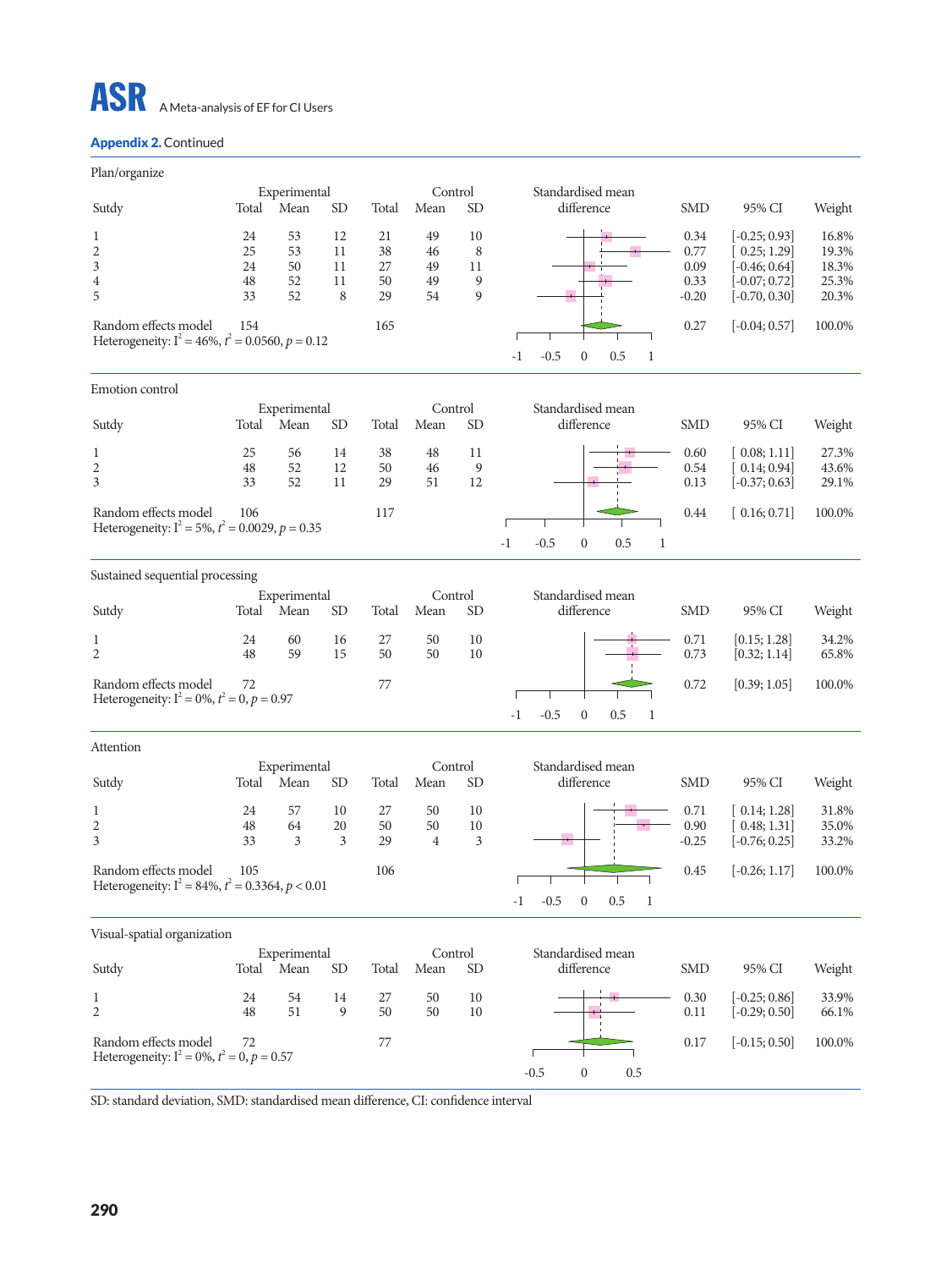**Appendix 2.** Continued

Plan/organize

| Sutdy | Experimental Total | Mean | SD | Control Total | Mean | SD | SMD | 95% CI | Weight |
|---|---|---|---|---|---|---|---|---|---|
| 1 | 24 | 53 | 12 | 21 | 49 | 10 | 0.34 | [-0.25; 0.93] | 16.8% |
| 2 | 25 | 53 | 11 | 38 | 46 | 8 | 0.77 | [ 0.25; 1.29] | 19.3% |
| 3 | 24 | 50 | 11 | 27 | 49 | 11 | 0.09 | [-0.46; 0.64] | 18.3% |
| 4 | 48 | 52 | 11 | 50 | 49 | 9 | 0.33 | [-0.07; 0.72] | 25.3% |
| 5 | 33 | 52 | 8 | 29 | 54 | 9 | -0.20 | [-0.70, 0.30] | 20.3% |
| Random effects model | 154 | | | 165 | | | 0.27 | [-0.04; 0.57] | 100.0% |

Heterogeneity: $I^2 = 46\%$, $t^2 = 0.0560$, $p = 0.12$

Standardised mean difference

-1 -0.5 0 0.5 1

Emotion control

| Sutdy | Experimental Total | Mean | SD | Control Total | Mean | SD | SMD | 95% CI | Weight |
|---|---|---|---|---|---|---|---|---|---|
| 1 | 25 | 56 | 14 | 38 | 48 | 11 | 0.60 | [ 0.08; 1.11] | 27.3% |
| 2 | 48 | 52 | 12 | 50 | 46 | 9 | 0.54 | [ 0.14; 0.94] | 43.6% |
| 3 | 33 | 52 | 11 | 29 | 51 | 12 | 0.13 | [-0.37; 0.63] | 29.1% |
| Random effects model | 106 | | | 117 | | | 0.44 | [ 0.16; 0.71] | 100.0% |

Heterogeneity: $I^2 = 5\%$, $t^2 = 0.0029$, $p = 0.35$

Standardised mean difference

-1 -0.5 0 0.5 1

Sustained sequential processing

| Sutdy | Experimental Total | Mean | SD | Control Total | Mean | SD | SMD | 95% CI | Weight |
|---|---|---|---|---|---|---|---|---|---|
| 1 | 24 | 60 | 16 | 27 | 50 | 10 | 0.71 | [0.15; 1.28] | 34.2% |
| 2 | 48 | 59 | 15 | 50 | 50 | 10 | 0.73 | [0.32; 1.14] | 65.8% |
| Random effects model | 72 | | | 77 | | | 0.72 | [0.39; 1.05] | 100.0% |

Heterogeneity: $I^2 = 0\%$, $t^2 = 0$, $p = 0.97$

Standardised mean difference

-1 -0.5 0 0.5 1

Attention

| Sutdy | Experimental Total | Mean | SD | Control Total | Mean | SD | SMD | 95% CI | Weight |
|---|---|---|---|---|---|---|---|---|---|
| 1 | 24 | 57 | 10 | 27 | 50 | 10 | 0.71 | [ 0.14; 1.28] | 31.8% |
| 2 | 48 | 64 | 20 | 50 | 50 | 10 | 0.90 | [ 0.48; 1.31] | 35.0% |
| 3 | 33 | 3 | 3 | 29 | 4 | 3 | -0.25 | [-0.76; 0.25] | 33.2% |
| Random effects model | 105 | | | 106 | | | 0.45 | [-0.26; 1.17] | 100.0% |

Heterogeneity: $I^2 = 84\%$, $t^2 = 0.3364$, $p < 0.01$

Standardised mean difference

-1 -0.5 0 0.5 1

Visual-spatial organization

| Sutdy | Experimental Total | Mean | SD | Control Total | Mean | SD | SMD | 95% CI | Weight |
|---|---|---|---|---|---|---|---|---|---|
| 1 | 24 | 54 | 14 | 27 | 50 | 10 | 0.30 | [-0.25; 0.86] | 33.9% |
| 2 | 48 | 51 | 9 | 50 | 50 | 10 | 0.11 | [-0.29; 0.50] | 66.1% |
| Random effects model | 72 | | | 77 | | | 0.17 | [-0.15; 0.50] | 100.0% |

Heterogeneity: $I^2 = 0\%$, $t^2 = 0$, $p = 0.57$

Standardised mean difference

-0.5 0 0.5

SD: standard deviation, SMD: standardised mean difference, CI: confidence interval